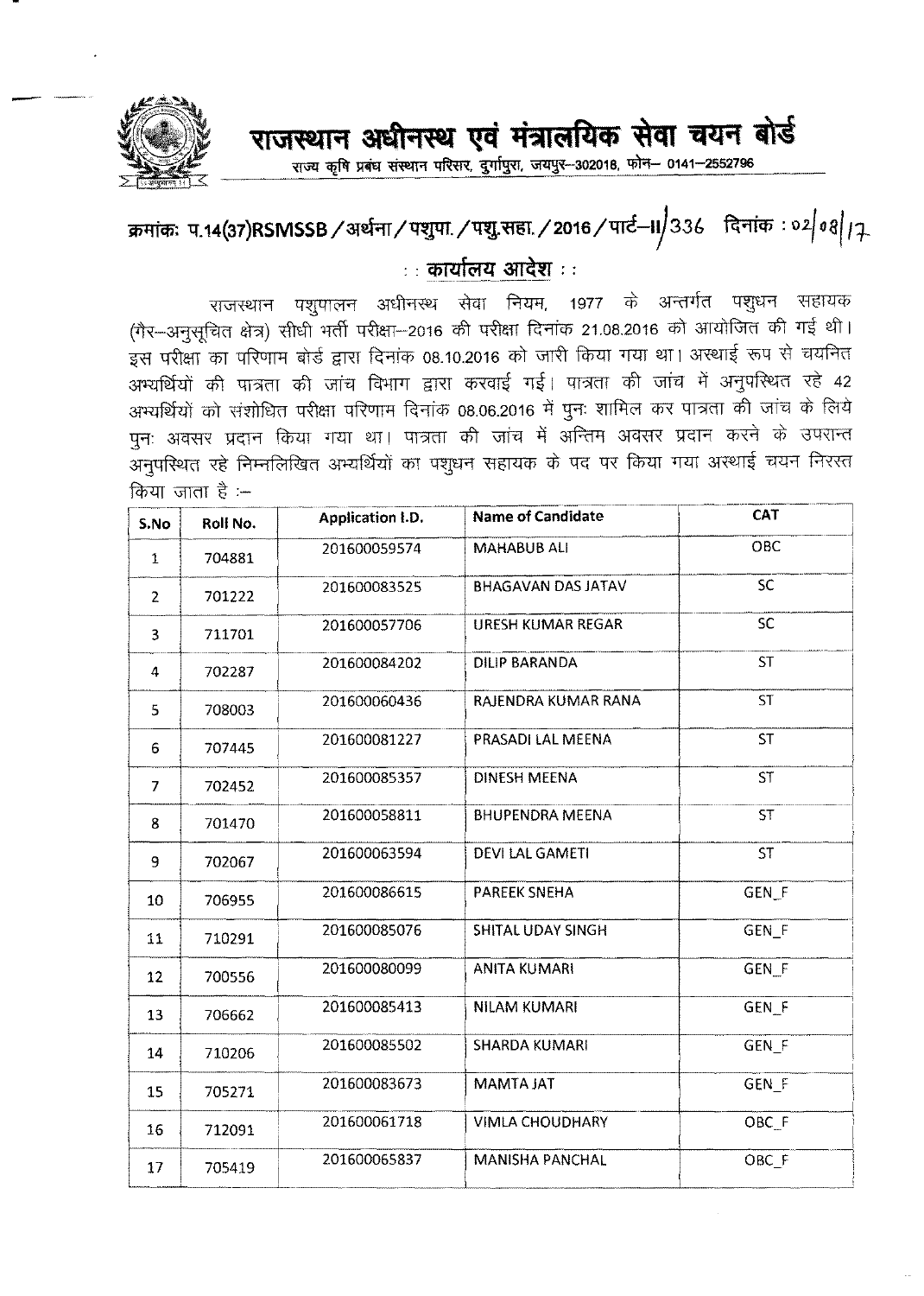# राजस्थान अधीनस्थ एवं मंत्रालयिक सेवा चयन बोर्ड

राज्य कृषि प्रबंध संस्थान परिसर, दुर्गापुरा, जयपुर-302018, फोन- 0141-2552796

**क्रमांकः प.14(37)RSMSSB/अर्थना/पशुपा./पशु.सहा./2016/पार्ट-II/336 दिनांक : 02/08/17**

## :: कार्यालय आदेश ::

राजस्थान पशुपालन अधीनस्थ सेवा नियम, 1977 के अन्तर्गत पशुधन सहायक (गैर-अनुसूचित क्षेत्र) सीधी भर्ती परीक्षा-2016 की परीक्षा दिनांक 21.08.2016 को आयोजित की गई थी। इस परीक्षा का परिणाम बोर्ड द्वारा दिनांक 08.10.2016 को जारी किया गया था। अस्थाई रूप से चयनित अभ्यर्थियों की पात्रता की जांच विभाग द्वारा करवाई गई। पात्रता की जांच में अनुपस्थित रहे 42 अभ्यर्थियों को संशोधित परीक्षा परिणाम दिनांक 08.06.2016 में पुनः शामिल कर पात्रता की जांच के लिये पुनः अवसर प्रदान किया गया था। पात्रता की जांच में अन्तिम अवसर प्रदान करने के उपरान्त अनुपस्थित रहे निम्नलिखित अभ्यर्थियों का पशुधन सहायक के पद पर किया गया अस्थाई चयन निरस्त किया जाता है :-

| S.No | Roll No. | Application I.D. | Name of Candidate | CAT |
|---|---|---|---|---|
| 1 | 704881 | 201600059574 | MAHABUB ALI | OBC |
| 2 | 701222 | 201600083525 | BHAGAVAN DAS JATAV | SC |
| 3 | 711701 | 201600057706 | URESH KUMAR REGAR | SC |
| 4 | 702287 | 201600084202 | DILIP BARANDA | ST |
| 5 | 708003 | 201600060436 | RAJENDRA KUMAR RANA | ST |
| 6 | 707445 | 201600081227 | PRASADI LAL MEENA | ST |
| 7 | 702452 | 201600085357 | DINESH MEENA | ST |
| 8 | 701470 | 201600058811 | BHUPENDRA MEENA | ST |
| 9 | 702067 | 201600063594 | DEVI LAL GAMETI | ST |
| 10 | 706955 | 201600086615 | PAREEK SNEHA | GEN_F |
| 11 | 710291 | 201600085076 | SHITAL UDAY SINGH | GEN_F |
| 12 | 700556 | 201600080099 | ANITA KUMARI | GEN_F |
| 13 | 706662 | 201600085413 | NILAM KUMARI | GEN_F |
| 14 | 710206 | 201600085502 | SHARDA KUMARI | GEN_F |
| 15 | 705271 | 201600083673 | MAMTA JAT | GEN_F |
| 16 | 712091 | 201600061718 | VIMLA CHOUDHARY | OBC_F |
| 17 | 705419 | 201600065837 | MANISHA PANCHAL | OBC_F |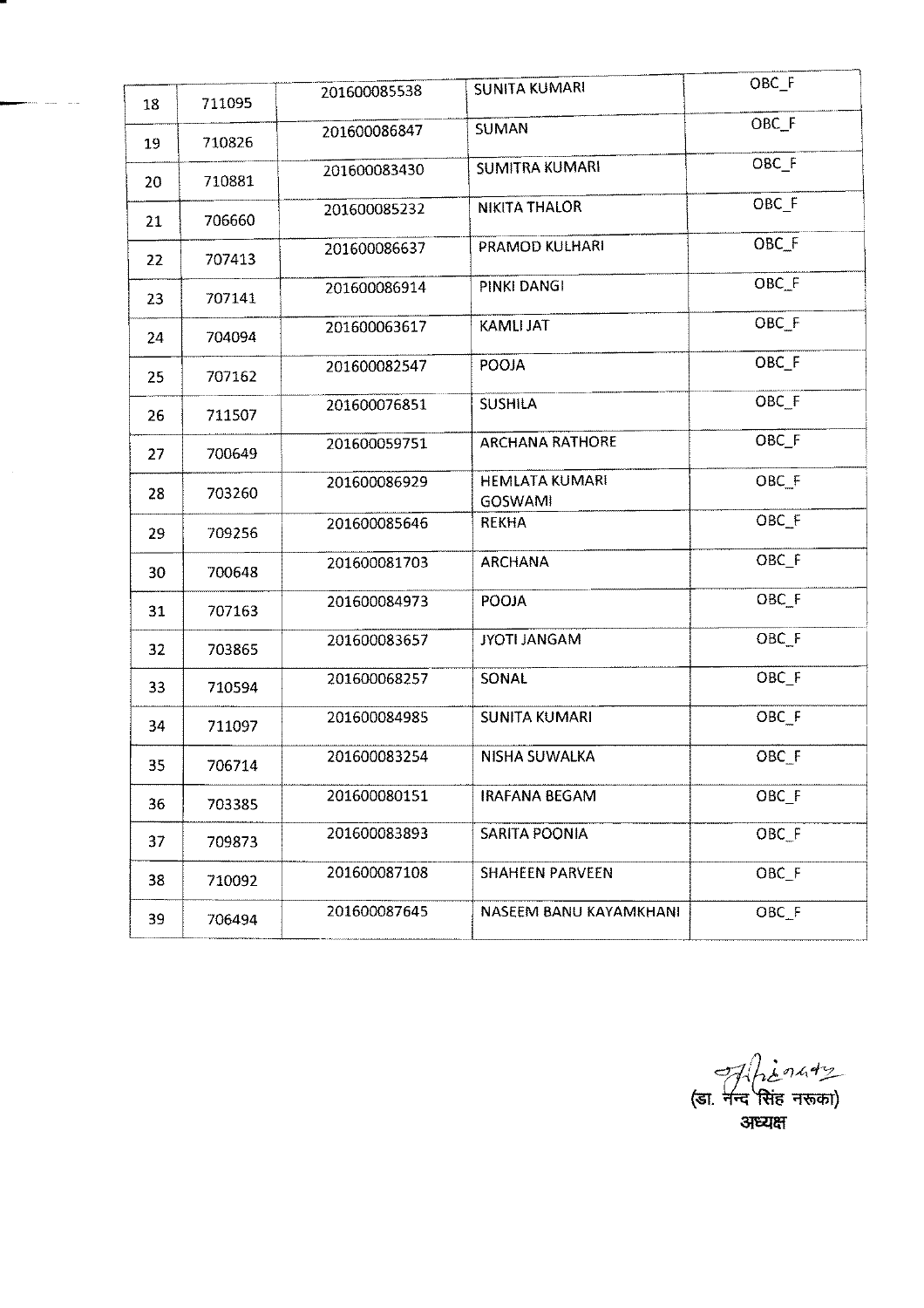| | | | | |
|---|---|---|---|---|
| 18 | 711095 | 201600085538 | SUNITA KUMARI | OBC_F |
| 19 | 710826 | 201600086847 | SUMAN | OBC_F |
| 20 | 710881 | 201600083430 | SUMITRA KUMARI | OBC_F |
| 21 | 706660 | 201600085232 | NIKITA THALOR | OBC_F |
| 22 | 707413 | 201600086637 | PRAMOD KULHARI | OBC_F |
| 23 | 707141 | 201600086914 | PINKI DANGI | OBC_F |
| 24 | 704094 | 201600063617 | KAMLI JAT | OBC_F |
| 25 | 707162 | 201600082547 | POOJA | OBC_F |
| 26 | 711507 | 201600076851 | SUSHILA | OBC_F |
| 27 | 700649 | 201600059751 | ARCHANA RATHORE | OBC_F |
| 28 | 703260 | 201600086929 | HEMLATA KUMARI GOSWAMI | OBC_F |
| 29 | 709256 | 201600085646 | REKHA | OBC_F |
| 30 | 700648 | 201600081703 | ARCHANA | OBC_F |
| 31 | 707163 | 201600084973 | POOJA | OBC_F |
| 32 | 703865 | 201600083657 | JYOTI JANGAM | OBC_F |
| 33 | 710594 | 201600068257 | SONAL | OBC_F |
| 34 | 711097 | 201600084985 | SUNITA KUMARI | OBC_F |
| 35 | 706714 | 201600083254 | NISHA SUWALKA | OBC_F |
| 36 | 703385 | 201600080151 | IRAFANA BEGAM | OBC_F |
| 37 | 709873 | 201600083893 | SARITA POONIA | OBC_F |
| 38 | 710092 | 201600087108 | SHAHEEN PARVEEN | OBC_F |
| 39 | 706494 | 201600087645 | NASEEM BANU KAYAMKHANI | OBC_F |

(डा. नन्द सिंह नरूका)
अध्यक्ष